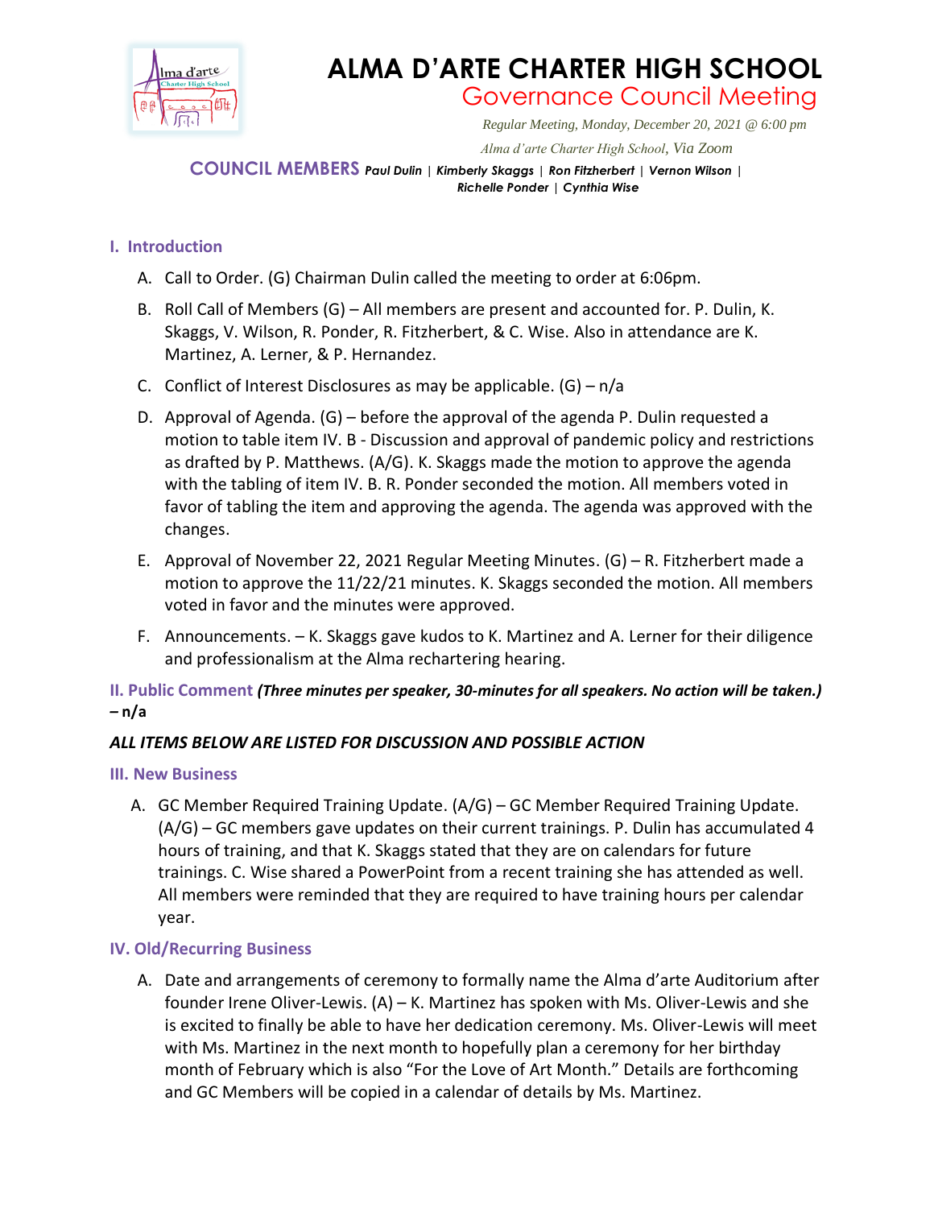# ALMA D'ARTE CHARTER HIGH SCHOOL

## Governance Council Meeting

*Regular Meeting, Monday, December 20, 2021 @ 6:00 pm*

*Alma d'arte Charter High School*, Via Zoom

**COUNCIL MEMBERS** ***Paul Dulin | Kimberly Skaggs | Ron Fitzherbert | Vernon Wilson | Richelle Ponder | Cynthia Wise***

### I. Introduction

A. Call to Order. (G) Chairman Dulin called the meeting to order at 6:06pm.

B. Roll Call of Members (G) – All members are present and accounted for. P. Dulin, K. Skaggs, V. Wilson, R. Ponder, R. Fitzherbert, & C. Wise. Also in attendance are K. Martinez, A. Lerner, & P. Hernandez.

C. Conflict of Interest Disclosures as may be applicable. (G) – n/a

D. Approval of Agenda. (G) – before the approval of the agenda P. Dulin requested a motion to table item IV. B - Discussion and approval of pandemic policy and restrictions as drafted by P. Matthews. (A/G). K. Skaggs made the motion to approve the agenda with the tabling of item IV. B. R. Ponder seconded the motion. All members voted in favor of tabling the item and approving the agenda. The agenda was approved with the changes.

E. Approval of November 22, 2021 Regular Meeting Minutes. (G) – R. Fitzherbert made a motion to approve the 11/22/21 minutes. K. Skaggs seconded the motion. All members voted in favor and the minutes were approved.

F. Announcements. – K. Skaggs gave kudos to K. Martinez and A. Lerner for their diligence and professionalism at the Alma rechartering hearing.

### II. Public Comment *(Three minutes per speaker, 30-minutes for all speakers. No action will be taken.)* **– n/a**

***ALL ITEMS BELOW ARE LISTED FOR DISCUSSION AND POSSIBLE ACTION***

### III. New Business

A. GC Member Required Training Update. (A/G) – GC Member Required Training Update. (A/G) – GC members gave updates on their current trainings. P. Dulin has accumulated 4 hours of training, and that K. Skaggs stated that they are on calendars for future trainings. C. Wise shared a PowerPoint from a recent training she has attended as well. All members were reminded that they are required to have training hours per calendar year.

### IV. Old/Recurring Business

A. Date and arrangements of ceremony to formally name the Alma d'arte Auditorium after founder Irene Oliver-Lewis. (A) – K. Martinez has spoken with Ms. Oliver-Lewis and she is excited to finally be able to have her dedication ceremony. Ms. Oliver-Lewis will meet with Ms. Martinez in the next month to hopefully plan a ceremony for her birthday month of February which is also "For the Love of Art Month." Details are forthcoming and GC Members will be copied in a calendar of details by Ms. Martinez.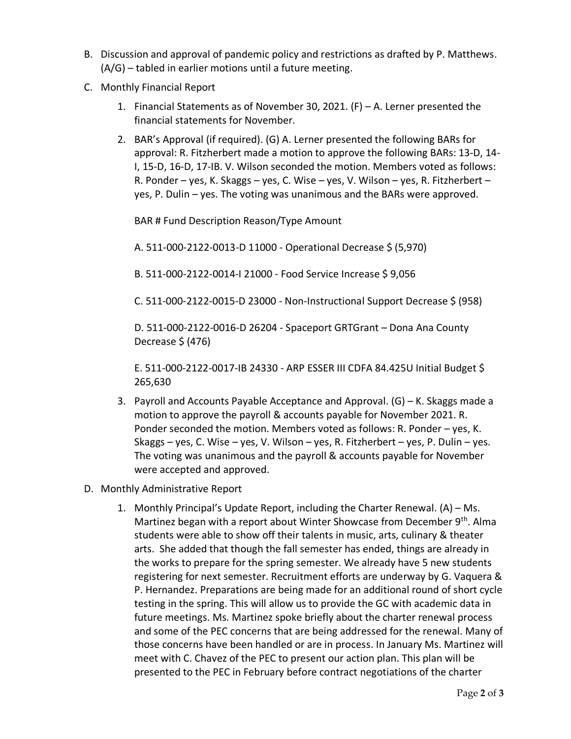B. Discussion and approval of pandemic policy and restrictions as drafted by P. Matthews. (A/G) – tabled in earlier motions until a future meeting.

C. Monthly Financial Report

   1. Financial Statements as of November 30, 2021. (F) – A. Lerner presented the financial statements for November.

   2. BAR's Approval (if required). (G) A. Lerner presented the following BARs for approval: R. Fitzherbert made a motion to approve the following BARs: 13-D, 14-I, 15-D, 16-D, 17-IB. V. Wilson seconded the motion. Members voted as follows: R. Ponder – yes, K. Skaggs – yes, C. Wise – yes, V. Wilson – yes, R. Fitzherbert – yes, P. Dulin – yes. The voting was unanimous and the BARs were approved.

      BAR # Fund Description Reason/Type Amount

      A. 511-000-2122-0013-D 11000 - Operational Decrease $ (5,970)

      B. 511-000-2122-0014-I 21000 - Food Service Increase $ 9,056

      C. 511-000-2122-0015-D 23000 - Non-Instructional Support Decrease $ (958)

      D. 511-000-2122-0016-D 26204 - Spaceport GRTGrant – Dona Ana County Decrease $ (476)

      E. 511-000-2122-0017-IB 24330 - ARP ESSER III CDFA 84.425U Initial Budget $ 265,630

   3. Payroll and Accounts Payable Acceptance and Approval. (G) – K. Skaggs made a motion to approve the payroll & accounts payable for November 2021. R. Ponder seconded the motion. Members voted as follows: R. Ponder – yes, K. Skaggs – yes, C. Wise – yes, V. Wilson – yes, R. Fitzherbert – yes, P. Dulin – yes. The voting was unanimous and the payroll & accounts payable for November were accepted and approved.

D. Monthly Administrative Report

   1. Monthly Principal's Update Report, including the Charter Renewal. (A) – Ms. Martinez began with a report about Winter Showcase from December 9th. Alma students were able to show off their talents in music, arts, culinary & theater arts. She added that though the fall semester has ended, things are already in the works to prepare for the spring semester. We already have 5 new students registering for next semester. Recruitment efforts are underway by G. Vaquera & P. Hernandez. Preparations are being made for an additional round of short cycle testing in the spring. This will allow us to provide the GC with academic data in future meetings. Ms. Martinez spoke briefly about the charter renewal process and some of the PEC concerns that are being addressed for the renewal. Many of those concerns have been handled or are in process. In January Ms. Martinez will meet with C. Chavez of the PEC to present our action plan. This plan will be presented to the PEC in February before contract negotiations of the charter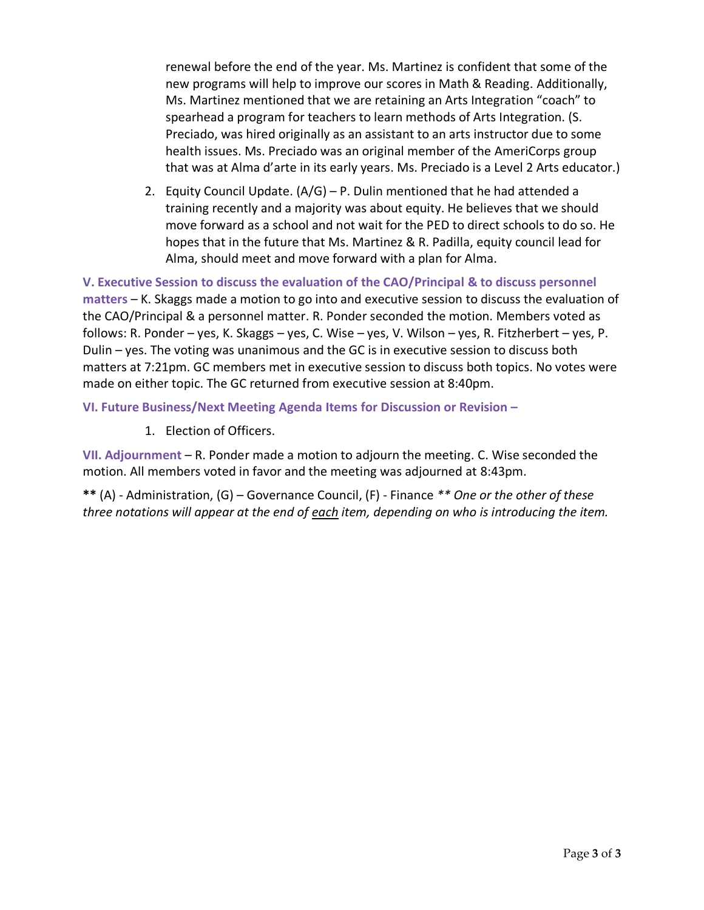renewal before the end of the year. Ms. Martinez is confident that some of the new programs will help to improve our scores in Math & Reading. Additionally, Ms. Martinez mentioned that we are retaining an Arts Integration "coach" to spearhead a program for teachers to learn methods of Arts Integration. (S. Preciado, was hired originally as an assistant to an arts instructor due to some health issues. Ms. Preciado was an original member of the AmeriCorps group that was at Alma d'arte in its early years. Ms. Preciado is a Level 2 Arts educator.)

2. Equity Council Update. (A/G) – P. Dulin mentioned that he had attended a training recently and a majority was about equity. He believes that we should move forward as a school and not wait for the PED to direct schools to do so. He hopes that in the future that Ms. Martinez & R. Padilla, equity council lead for Alma, should meet and move forward with a plan for Alma.

**V. Executive Session to discuss the evaluation of the CAO/Principal & to discuss personnel matters** – K. Skaggs made a motion to go into and executive session to discuss the evaluation of the CAO/Principal & a personnel matter. R. Ponder seconded the motion. Members voted as follows: R. Ponder – yes, K. Skaggs – yes, C. Wise – yes, V. Wilson – yes, R. Fitzherbert – yes, P. Dulin – yes. The voting was unanimous and the GC is in executive session to discuss both matters at 7:21pm. GC members met in executive session to discuss both topics. No votes were made on either topic. The GC returned from executive session at 8:40pm.

**VI. Future Business/Next Meeting Agenda Items for Discussion or Revision –**

1. Election of Officers.

**VII. Adjournment** – R. Ponder made a motion to adjourn the meeting. C. Wise seconded the motion. All members voted in favor and the meeting was adjourned at 8:43pm.

**\*\*** (A) - Administration, (G) – Governance Council, (F) - Finance *\*\* One or the other of these three notations will appear at the end of* <u>*each*</u> *item, depending on who is introducing the item.*